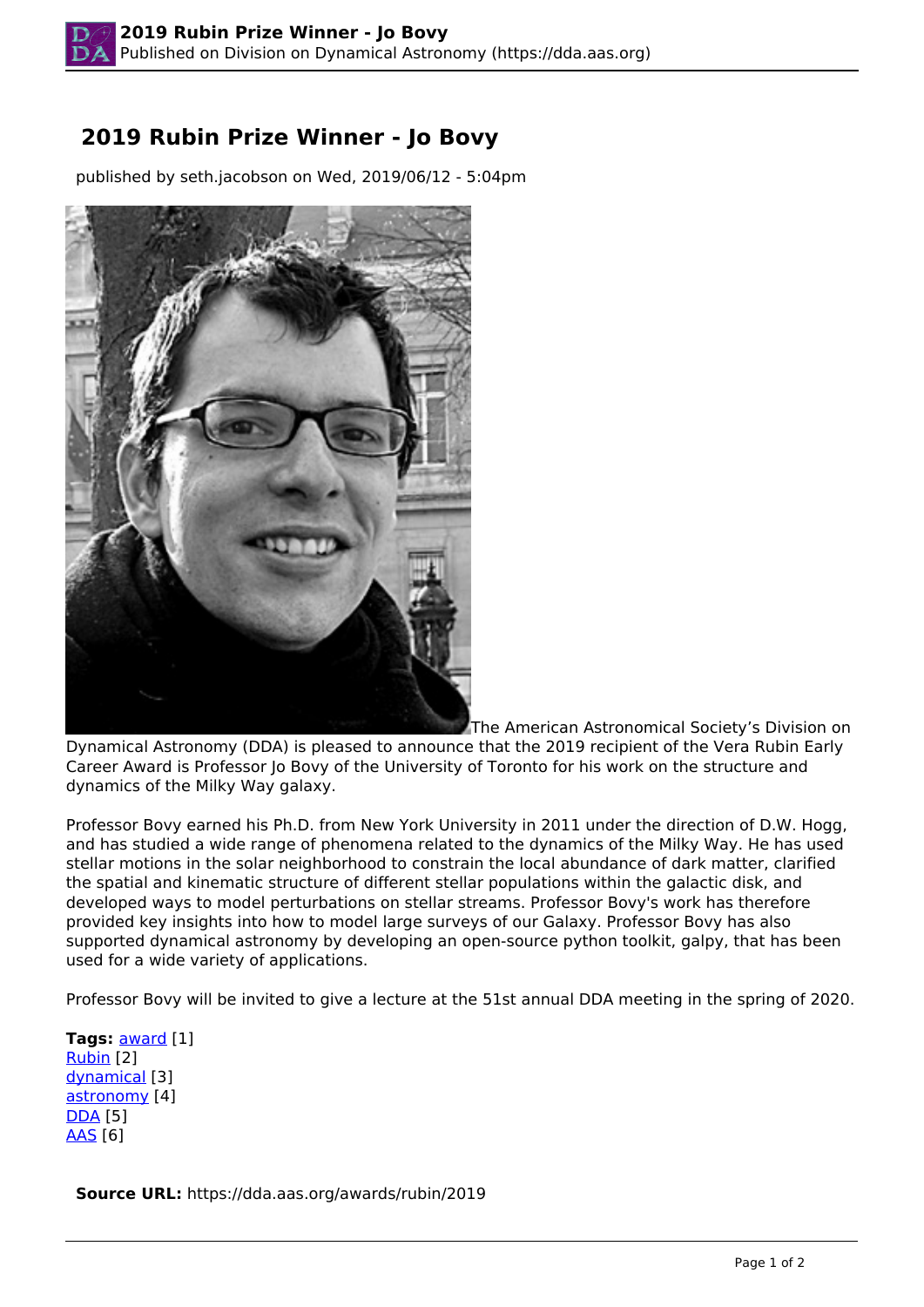# 2019 Rubin Prize Winner - Jo Bovy

published by seth.jacobson on Wed, 2019/06/12 - 5:04pm

The American Astronomical Society's Division on Dynamical Astronomy (DDA) is pleased to announce that the 2019 recipient of the Vera Rubin Early Career Award is Professor Jo Bovy of the University of Toronto for his work on the structure and dynamics of the Milky Way galaxy.

Professor Bovy earned his Ph.D. from New York University in 2011 under the direction of D.W. Hogg, and has studied a wide range of phenomena related to the dynamics of the Milky Way. He has used stellar motions in the solar neighborhood to constrain the local abundance of dark matter, clarified the spatial and kinematic structure of different stellar populations within the galactic disk, and developed ways to model perturbations on stellar streams. Professor Bovy's work has therefore provided key insights into how to model large surveys of our Galaxy. Professor Bovy has also supported dynamical astronomy by developing an open-source python toolkit, galpy, that has been used for a wide variety of applications.

Professor Bovy will be invited to give a lecture at the 51st annual DDA meeting in the spring of 2020.

**Tags:** award [1]
Rubin [2]
dynamical [3]
astronomy [4]
DDA [5]
AAS [6]

**Source URL:** https://dda.aas.org/awards/rubin/2019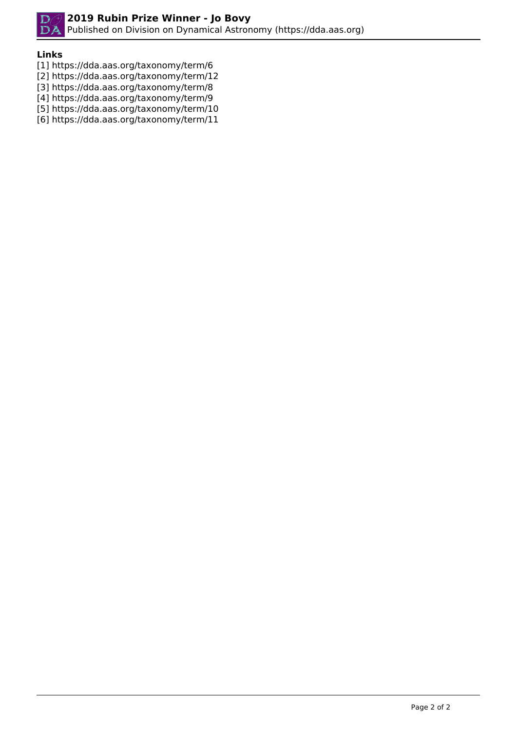**Links**

[1] https://dda.aas.org/taxonomy/term/6
[2] https://dda.aas.org/taxonomy/term/12
[3] https://dda.aas.org/taxonomy/term/8
[4] https://dda.aas.org/taxonomy/term/9
[5] https://dda.aas.org/taxonomy/term/10
[6] https://dda.aas.org/taxonomy/term/11